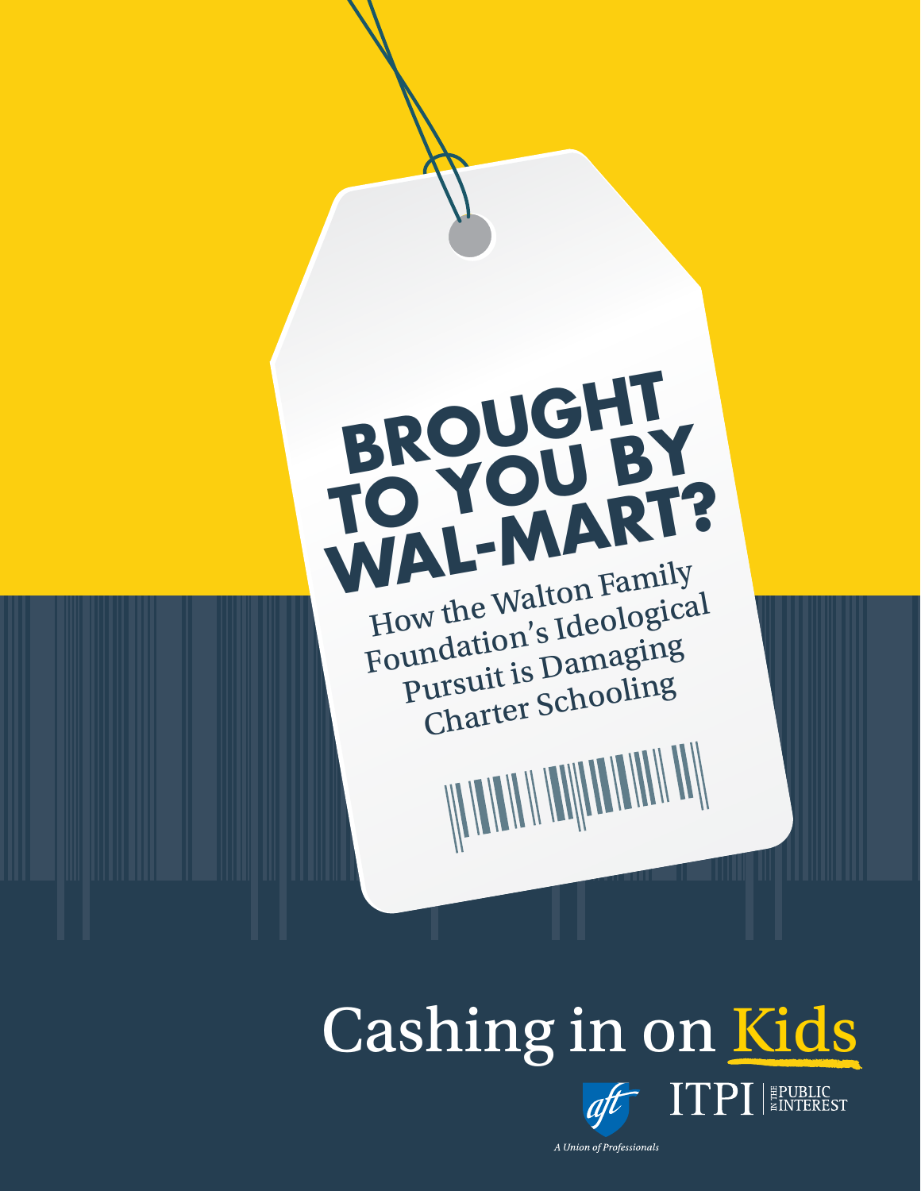# BROUGHT TO YOU BY WAL-MART?

## How the Walton Family Foundation's Ideological Pursuit is Damaging Charter Schooling

Cashing in on Kids

aft A Union of Professionals

ITPI IN THE PUBLIC INTEREST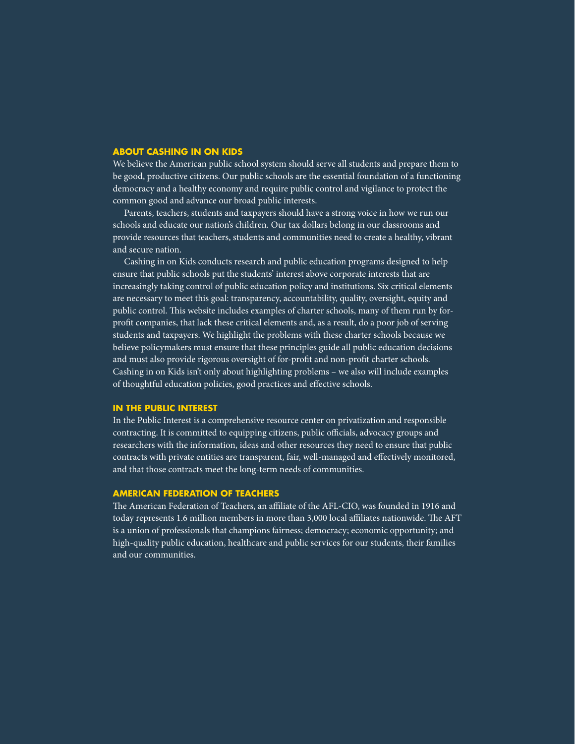## ABOUT CASHING IN ON KIDS

We believe the American public school system should serve all students and prepare them to be good, productive citizens. Our public schools are the essential foundation of a functioning democracy and a healthy economy and require public control and vigilance to protect the common good and advance our broad public interests.

Parents, teachers, students and taxpayers should have a strong voice in how we run our schools and educate our nation's children. Our tax dollars belong in our classrooms and provide resources that teachers, students and communities need to create a healthy, vibrant and secure nation.

Cashing in on Kids conducts research and public education programs designed to help ensure that public schools put the students' interest above corporate interests that are increasingly taking control of public education policy and institutions. Six critical elements are necessary to meet this goal: transparency, accountability, quality, oversight, equity and public control. This website includes examples of charter schools, many of them run by for-profit companies, that lack these critical elements and, as a result, do a poor job of serving students and taxpayers. We highlight the problems with these charter schools because we believe policymakers must ensure that these principles guide all public education decisions and must also provide rigorous oversight of for-profit and non-profit charter schools. Cashing in on Kids isn't only about highlighting problems – we also will include examples of thoughtful education policies, good practices and effective schools.

## IN THE PUBLIC INTEREST

In the Public Interest is a comprehensive resource center on privatization and responsible contracting. It is committed to equipping citizens, public officials, advocacy groups and researchers with the information, ideas and other resources they need to ensure that public contracts with private entities are transparent, fair, well-managed and effectively monitored, and that those contracts meet the long-term needs of communities.

## AMERICAN FEDERATION OF TEACHERS

The American Federation of Teachers, an affiliate of the AFL-CIO, was founded in 1916 and today represents 1.6 million members in more than 3,000 local affiliates nationwide. The AFT is a union of professionals that champions fairness; democracy; economic opportunity; and high-quality public education, healthcare and public services for our students, their families and our communities.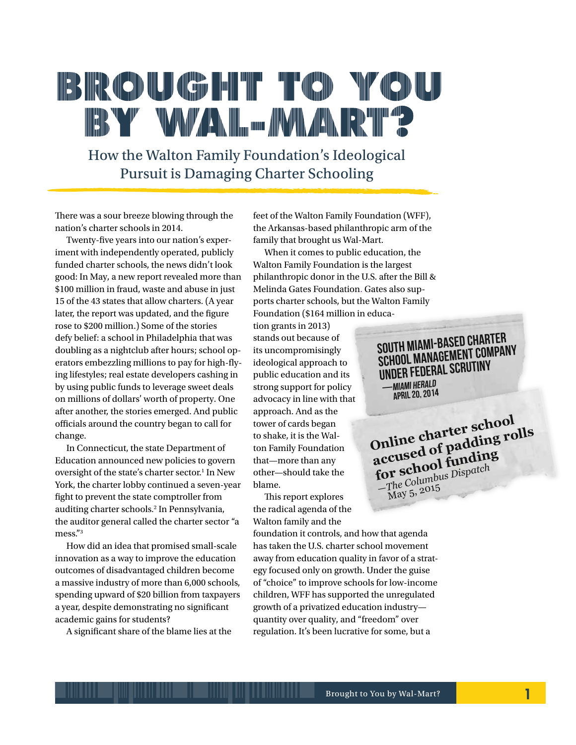# BROUGHT TO YOU BY WAL-MART?

## How the Walton Family Foundation's Ideological Pursuit is Damaging Charter Schooling

There was a sour breeze blowing through the nation's charter schools in 2014.

Twenty-five years into our nation's experiment with independently operated, publicly funded charter schools, the news didn't look good: In May, a new report revealed more than $100 million in fraud, waste and abuse in just 15 of the 43 states that allow charters. (A year later, the report was updated, and the figure rose to $200 million.) Some of the stories defy belief: a school in Philadelphia that was doubling as a nightclub after hours; school operators embezzling millions to pay for high-flying lifestyles; real estate developers cashing in by using public funds to leverage sweet deals on millions of dollars' worth of property. One after another, the stories emerged. And public officials around the country began to call for change.

In Connecticut, the state Department of Education announced new policies to govern oversight of the state's charter sector.[1] In New York, the charter lobby continued a seven-year fight to prevent the state comptroller from auditing charter schools.[2] In Pennsylvania, the auditor general called the charter sector "a mess."[3]

How did an idea that promised small-scale innovation as a way to improve the education outcomes of disadvantaged children become a massive industry of more than 6,000 schools, spending upward of $20 billion from taxpayers a year, despite demonstrating no significant academic gains for students?

A significant share of the blame lies at the feet of the Walton Family Foundation (WFF), the Arkansas-based philanthropic arm of the family that brought us Wal-Mart.

When it comes to public education, the Walton Family Foundation is the largest philanthropic donor in the U.S. after the Bill & Melinda Gates Foundation. Gates also supports charter schools, but the Walton Family Foundation ($164 million in education grants in 2013) stands out because of its uncompromisingly ideological approach to public education and its strong support for policy advocacy in line with that approach. And as the tower of cards began to shake, it is the Walton Family Foundation that—more than any other—should take the blame.

This report explores the radical agenda of the Walton family and the foundation it controls, and how that agenda has taken the U.S. charter school movement away from education quality in favor of a strategy focused only on growth. Under the guise of "choice" to improve schools for low-income children, WFF has supported the unregulated growth of a privatized education industry—quantity over quality, and "freedom" over regulation. It's been lucrative for some, but a

> **SOUTH MIAMI-BASED CHARTER SCHOOL MANAGEMENT COMPANY UNDER FEDERAL SCRUTINY**
> —*MIAMI HERALD*
> APRIL 20, 2014

> **Online charter school accused of padding rolls for school funding**
> —*The Columbus Dispatch*
> May 5, 2015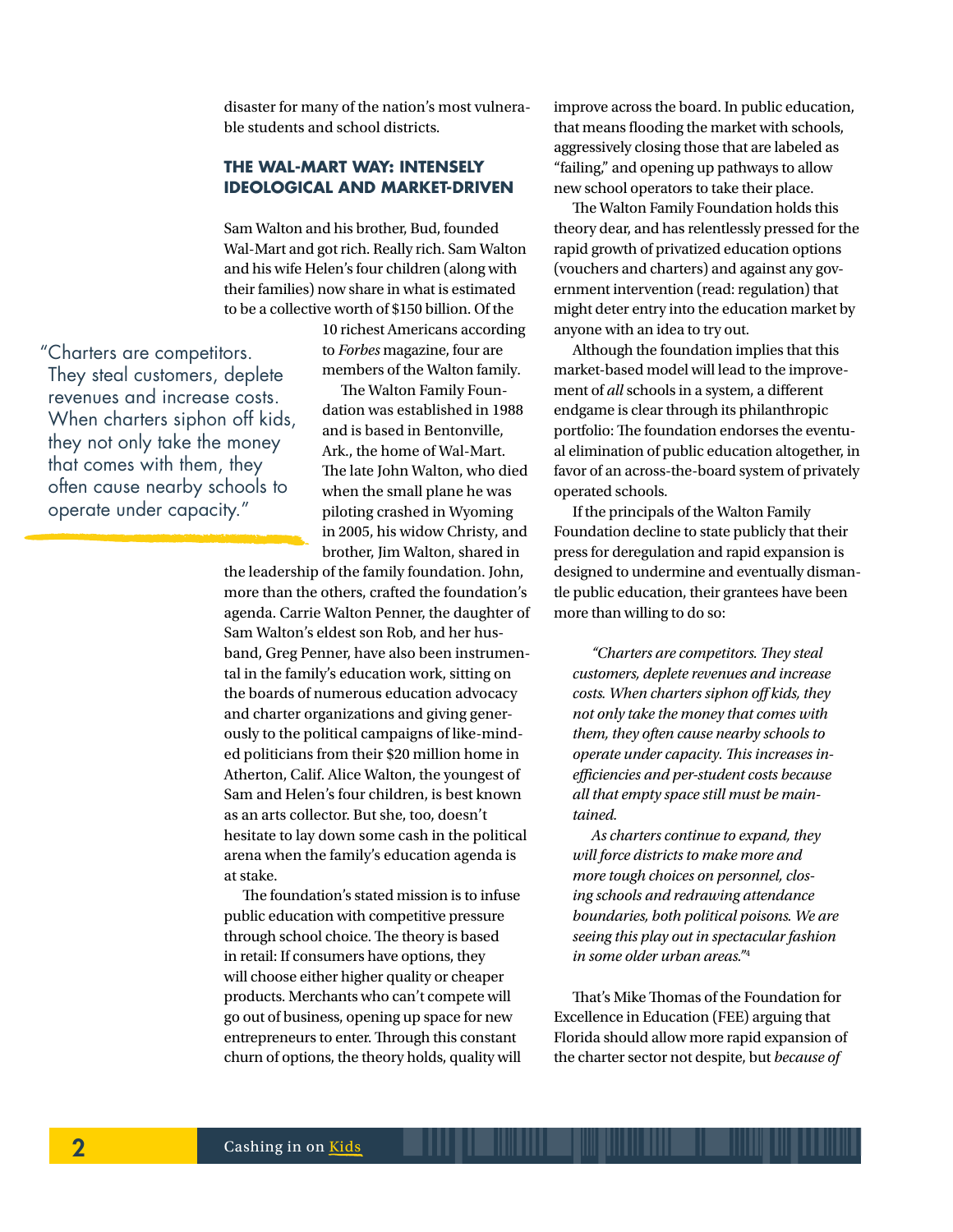disaster for many of the nation's most vulnerable students and school districts.

## THE WAL-MART WAY: INTENSELY IDEOLOGICAL AND MARKET-DRIVEN

Sam Walton and his brother, Bud, founded Wal-Mart and got rich. Really rich. Sam Walton and his wife Helen's four children (along with their families) now share in what is estimated to be a collective worth of $150 billion. Of the 10 richest Americans according to *Forbes* magazine, four are members of the Walton family.

> "Charters are competitors. They steal customers, deplete revenues and increase costs. When charters siphon off kids, they not only take the money that comes with them, they often cause nearby schools to operate under capacity."

The Walton Family Foundation was established in 1988 and is based in Bentonville, Ark., the home of Wal-Mart. The late John Walton, who died when the small plane he was piloting crashed in Wyoming in 2005, his widow Christy, and brother, Jim Walton, shared in the leadership of the family foundation. John, more than the others, crafted the foundation's agenda. Carrie Walton Penner, the daughter of Sam Walton's eldest son Rob, and her husband, Greg Penner, have also been instrumental in the family's education work, sitting on the boards of numerous education advocacy and charter organizations and giving generously to the political campaigns of like-minded politicians from their $20 million home in Atherton, Calif. Alice Walton, the youngest of Sam and Helen's four children, is best known as an arts collector. But she, too, doesn't hesitate to lay down some cash in the political arena when the family's education agenda is at stake.

The foundation's stated mission is to infuse public education with competitive pressure through school choice. The theory is based in retail: If consumers have options, they will choose either higher quality or cheaper products. Merchants who can't compete will go out of business, opening up space for new entrepreneurs to enter. Through this constant churn of options, the theory holds, quality will improve across the board. In public education, that means flooding the market with schools, aggressively closing those that are labeled as "failing," and opening up pathways to allow new school operators to take their place.

The Walton Family Foundation holds this theory dear, and has relentlessly pressed for the rapid growth of privatized education options (vouchers and charters) and against any government intervention (read: regulation) that might deter entry into the education market by anyone with an idea to try out.

Although the foundation implies that this market-based model will lead to the improvement of *all* schools in a system, a different endgame is clear through its philanthropic portfolio: The foundation endorses the eventual elimination of public education altogether, in favor of an across-the-board system of privately operated schools.

If the principals of the Walton Family Foundation decline to state publicly that their press for deregulation and rapid expansion is designed to undermine and eventually dismantle public education, their grantees have been more than willing to do so:

> *"Charters are competitors. They steal customers, deplete revenues and increase costs. When charters siphon off kids, they not only take the money that comes with them, they often cause nearby schools to operate under capacity. This increases inefficiencies and per-student costs because all that empty space still must be maintained.*
>
> *As charters continue to expand, they will force districts to make more and more tough choices on personnel, closing schools and redrawing attendance boundaries, both political poisons. We are seeing this play out in spectacular fashion in some older urban areas."*[4]

That's Mike Thomas of the Foundation for Excellence in Education (FEE) arguing that Florida should allow more rapid expansion of the charter sector not despite, but *because of*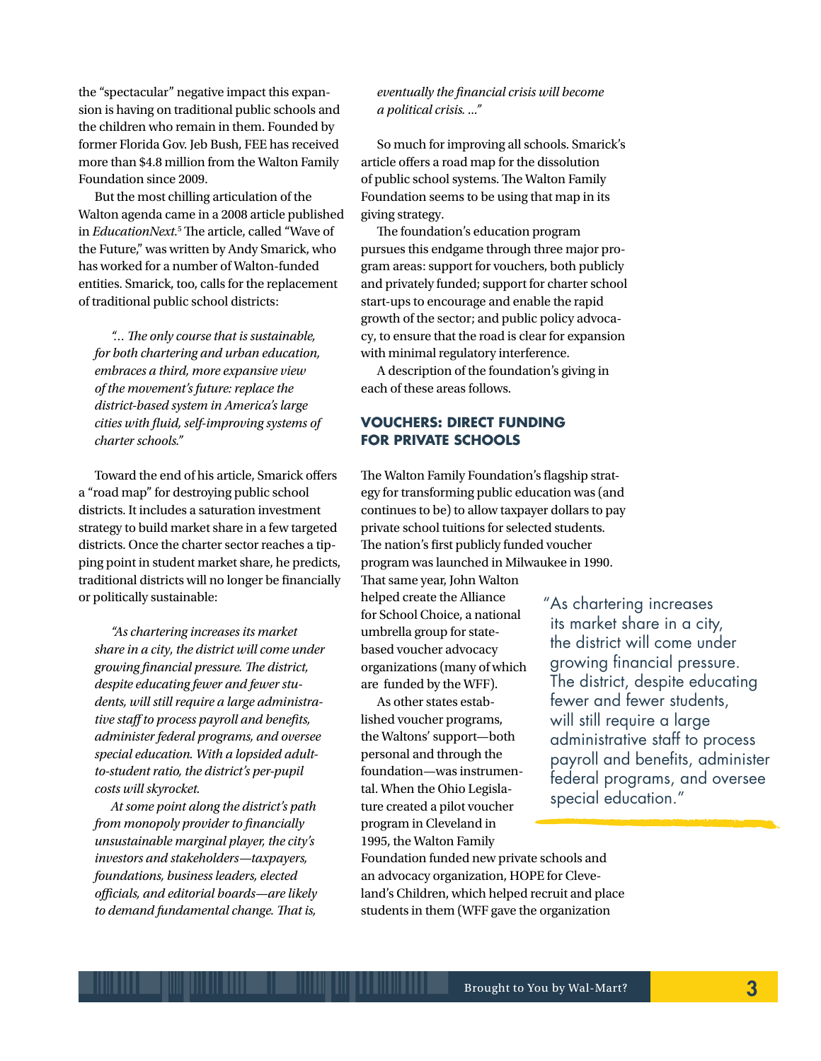the "spectacular" negative impact this expansion is having on traditional public schools and the children who remain in them. Founded by former Florida Gov. Jeb Bush, FEE has received more than $4.8 million from the Walton Family Foundation since 2009.

But the most chilling articulation of the Walton agenda came in a 2008 article published in *EducationNext*.[5] The article, called "Wave of the Future," was written by Andy Smarick, who has worked for a number of Walton-funded entities. Smarick, too, calls for the replacement of traditional public school districts:

> *"... The only course that is sustainable, for both chartering and urban education, embraces a third, more expansive view of the movement's future: replace the district-based system in America's large cities with fluid, self-improving systems of charter schools."*

Toward the end of his article, Smarick offers a "road map" for destroying public school districts. It includes a saturation investment strategy to build market share in a few targeted districts. Once the charter sector reaches a tipping point in student market share, he predicts, traditional districts will no longer be financially or politically sustainable:

> *"As chartering increases its market share in a city, the district will come under growing financial pressure. The district, despite educating fewer and fewer students, will still require a large administrative staff to process payroll and benefits, administer federal programs, and oversee special education. With a lopsided adult-to-student ratio, the district's per-pupil costs will skyrocket.*
>
> *At some point along the district's path from monopoly provider to financially unsustainable marginal player, the city's investors and stakeholders—taxpayers, foundations, business leaders, elected officials, and editorial boards—are likely to demand fundamental change. That is, eventually the financial crisis will become a political crisis. ..."*

So much for improving all schools. Smarick's article offers a road map for the dissolution of public school systems. The Walton Family Foundation seems to be using that map in its giving strategy.

The foundation's education program pursues this endgame through three major program areas: support for vouchers, both publicly and privately funded; support for charter school start-ups to encourage and enable the rapid growth of the sector; and public policy advocacy, to ensure that the road is clear for expansion with minimal regulatory interference.

A description of the foundation's giving in each of these areas follows.

## VOUCHERS: DIRECT FUNDING FOR PRIVATE SCHOOLS

The Walton Family Foundation's flagship strategy for transforming public education was (and continues to be) to allow taxpayer dollars to pay private school tuitions for selected students. The nation's first publicly funded voucher program was launched in Milwaukee in 1990. That same year, John Walton helped create the Alliance for School Choice, a national umbrella group for state-based voucher advocacy organizations (many of which are funded by the WFF).

> "As chartering increases its market share in a city, the district will come under growing financial pressure. The district, despite educating fewer and fewer students, will still require a large administrative staff to process payroll and benefits, administer federal programs, and oversee special education."

As other states established voucher programs, the Waltons' support—both personal and through the foundation—was instrumental. When the Ohio Legislature created a pilot voucher program in Cleveland in 1995, the Walton Family Foundation funded new private schools and an advocacy organization, HOPE for Cleveland's Children, which helped recruit and place students in them (WFF gave the organization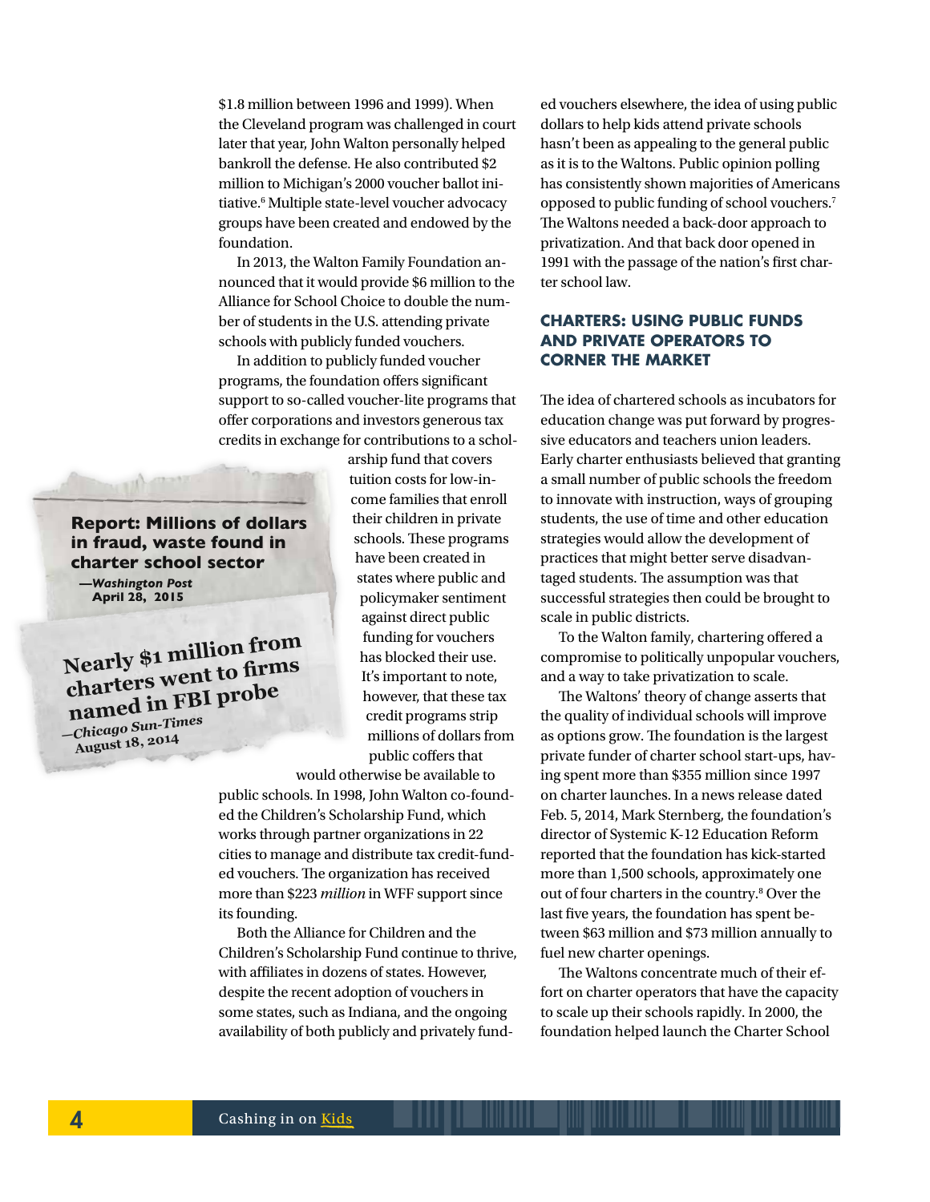$1.8 million between 1996 and 1999). When the Cleveland program was challenged in court later that year, John Walton personally helped bankroll the defense. He also contributed $2 million to Michigan's 2000 voucher ballot initiative.[6] Multiple state-level voucher advocacy groups have been created and endowed by the foundation.

In 2013, the Walton Family Foundation announced that it would provide $6 million to the Alliance for School Choice to double the number of students in the U.S. attending private schools with publicly funded vouchers.

In addition to publicly funded voucher programs, the foundation offers significant support to so-called voucher-lite programs that offer corporations and investors generous tax credits in exchange for contributions to a scholarship fund that covers tuition costs for low-income families that enroll their children in private schools. These programs have been created in states where public and policymaker sentiment against direct public funding for vouchers has blocked their use. It's important to note, however, that these tax credit programs strip millions of dollars from public coffers that would otherwise be available to public schools. In 1998, John Walton co-founded the Children's Scholarship Fund, which works through partner organizations in 22 cities to manage and distribute tax credit-funded vouchers. The organization has received more than $223 *million* in WFF support since its founding.

**Report: Millions of dollars in fraud, waste found in charter school sector**
—*Washington Post*
April 28, 2015

**Nearly $1 million from charters went to firms named in FBI probe**
—*Chicago Sun-Times*
August 18, 2014

Both the Alliance for Children and the Children's Scholarship Fund continue to thrive, with affiliates in dozens of states. However, despite the recent adoption of vouchers in some states, such as Indiana, and the ongoing availability of both publicly and privately funded vouchers elsewhere, the idea of using public dollars to help kids attend private schools hasn't been as appealing to the general public as it is to the Waltons. Public opinion polling has consistently shown majorities of Americans opposed to public funding of school vouchers.[7] The Waltons needed a back-door approach to privatization. And that back door opened in 1991 with the passage of the nation's first charter school law.

## CHARTERS: USING PUBLIC FUNDS AND PRIVATE OPERATORS TO CORNER THE MARKET

The idea of chartered schools as incubators for education change was put forward by progressive educators and teachers union leaders. Early charter enthusiasts believed that granting a small number of public schools the freedom to innovate with instruction, ways of grouping students, the use of time and other education strategies would allow the development of practices that might better serve disadvantaged students. The assumption was that successful strategies then could be brought to scale in public districts.

To the Walton family, chartering offered a compromise to politically unpopular vouchers, and a way to take privatization to scale.

The Waltons' theory of change asserts that the quality of individual schools will improve as options grow. The foundation is the largest private funder of charter school start-ups, having spent more than $355 million since 1997 on charter launches. In a news release dated Feb. 5, 2014, Mark Sternberg, the foundation's director of Systemic K-12 Education Reform reported that the foundation has kick-started more than 1,500 schools, approximately one out of four charters in the country.[8] Over the last five years, the foundation has spent between $63 million and $73 million annually to fuel new charter openings.

The Waltons concentrate much of their effort on charter operators that have the capacity to scale up their schools rapidly. In 2000, the foundation helped launch the Charter School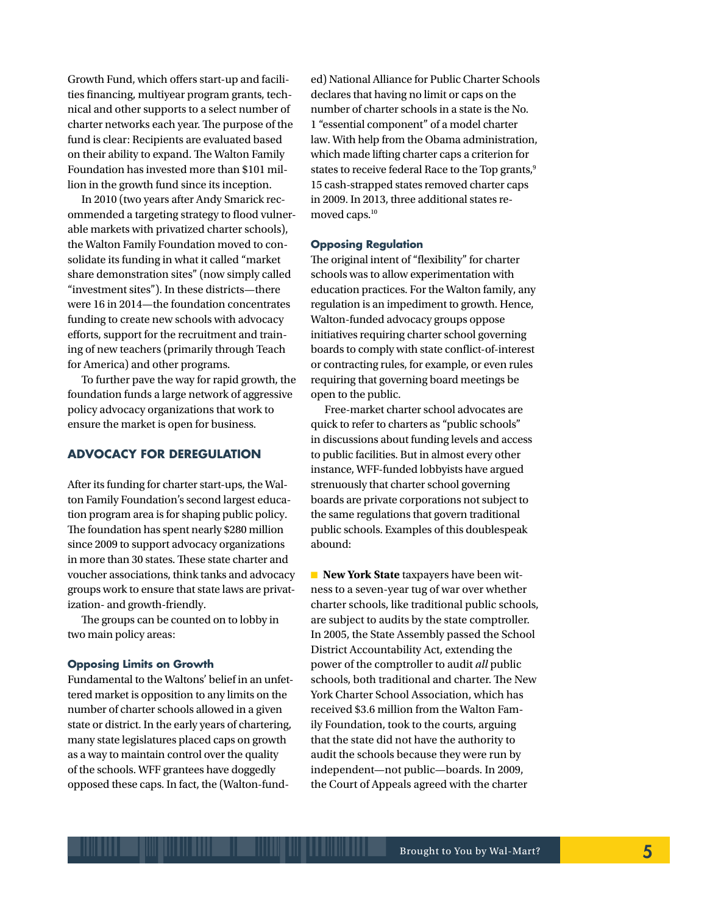Growth Fund, which offers start-up and facilities financing, multiyear program grants, technical and other supports to a select number of charter networks each year. The purpose of the fund is clear: Recipients are evaluated based on their ability to expand. The Walton Family Foundation has invested more than $101 million in the growth fund since its inception.

In 2010 (two years after Andy Smarick recommended a targeting strategy to flood vulnerable markets with privatized charter schools), the Walton Family Foundation moved to consolidate its funding in what it called "market share demonstration sites" (now simply called "investment sites"). In these districts—there were 16 in 2014—the foundation concentrates funding to create new schools with advocacy efforts, support for the recruitment and training of new teachers (primarily through Teach for America) and other programs.

To further pave the way for rapid growth, the foundation funds a large network of aggressive policy advocacy organizations that work to ensure the market is open for business.

## ADVOCACY FOR DEREGULATION

After its funding for charter start-ups, the Walton Family Foundation's second largest education program area is for shaping public policy. The foundation has spent nearly $280 million since 2009 to support advocacy organizations in more than 30 states. These state charter and voucher associations, think tanks and advocacy groups work to ensure that state laws are privatization- and growth-friendly.

The groups can be counted on to lobby in two main policy areas:

### Opposing Limits on Growth

Fundamental to the Waltons' belief in an unfettered market is opposition to any limits on the number of charter schools allowed in a given state or district. In the early years of chartering, many state legislatures placed caps on growth as a way to maintain control over the quality of the schools. WFF grantees have doggedly opposed these caps. In fact, the (Walton-funded) National Alliance for Public Charter Schools declares that having no limit or caps on the number of charter schools in a state is the No. 1 "essential component" of a model charter law. With help from the Obama administration, which made lifting charter caps a criterion for states to receive federal Race to the Top grants,[9] 15 cash-strapped states removed charter caps in 2009. In 2013, three additional states removed caps.[10]

### Opposing Regulation

The original intent of "flexibility" for charter schools was to allow experimentation with education practices. For the Walton family, any regulation is an impediment to growth. Hence, Walton-funded advocacy groups oppose initiatives requiring charter school governing boards to comply with state conflict-of-interest or contracting rules, for example, or even rules requiring that governing board meetings be open to the public.

Free-market charter school advocates are quick to refer to charters as "public schools" in discussions about funding levels and access to public facilities. But in almost every other instance, WFF-funded lobbyists have argued strenuously that charter school governing boards are private corporations not subject to the same regulations that govern traditional public schools. Examples of this doublespeak abound:

- **New York State** taxpayers have been witness to a seven-year tug of war over whether charter schools, like traditional public schools, are subject to audits by the state comptroller. In 2005, the State Assembly passed the School District Accountability Act, extending the power of the comptroller to audit *all* public schools, both traditional and charter. The New York Charter School Association, which has received $3.6 million from the Walton Family Foundation, took to the courts, arguing that the state did not have the authority to audit the schools because they were run by independent—not public—boards. In 2009, the Court of Appeals agreed with the charter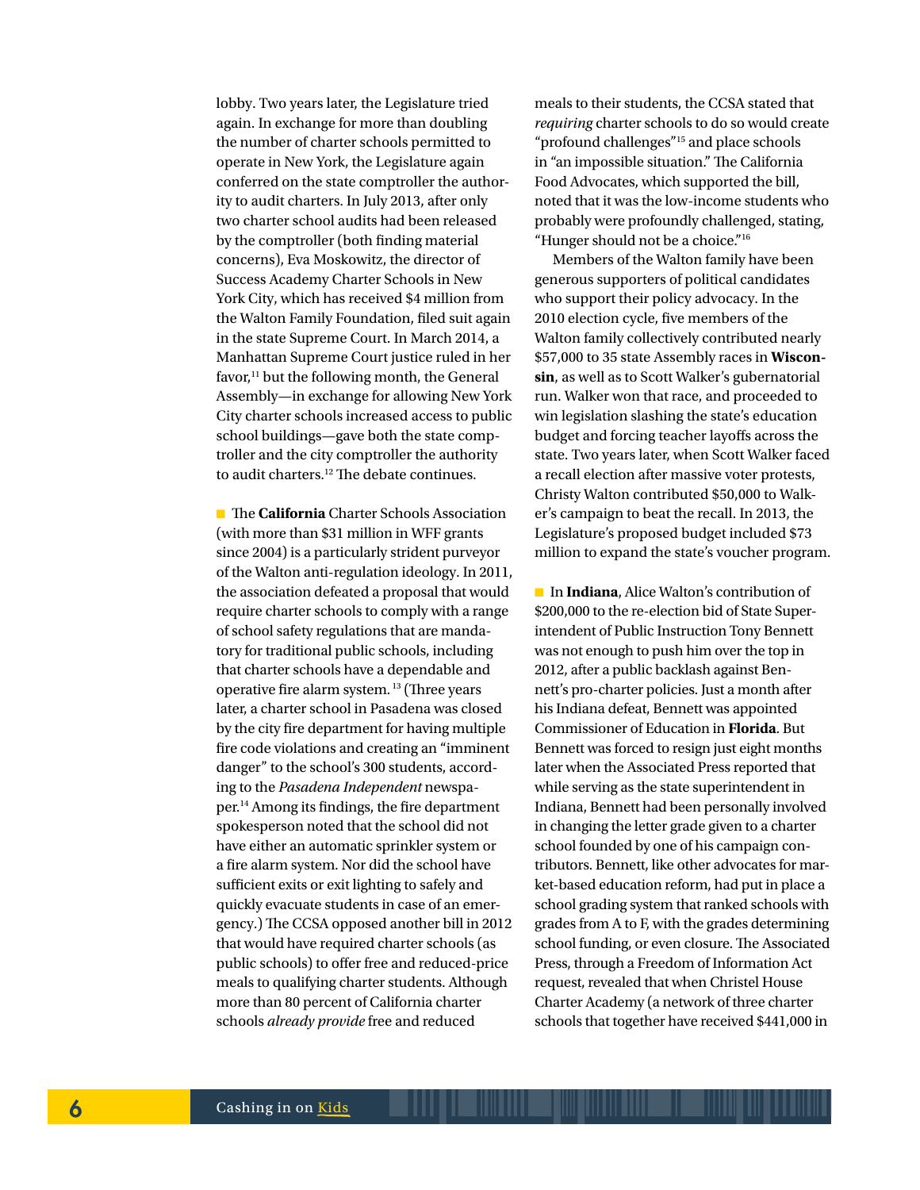lobby. Two years later, the Legislature tried again. In exchange for more than doubling the number of charter schools permitted to operate in New York, the Legislature again conferred on the state comptroller the authority to audit charters. In July 2013, after only two charter school audits had been released by the comptroller (both finding material concerns), Eva Moskowitz, the director of Success Academy Charter Schools in New York City, which has received $4 million from the Walton Family Foundation, filed suit again in the state Supreme Court. In March 2014, a Manhattan Supreme Court justice ruled in her favor,[11] but the following month, the General Assembly—in exchange for allowing New York City charter schools increased access to public school buildings—gave both the state comptroller and the city comptroller the authority to audit charters.[12] The debate continues.

■ The **California** Charter Schools Association (with more than $31 million in WFF grants since 2004) is a particularly strident purveyor of the Walton anti-regulation ideology. In 2011, the association defeated a proposal that would require charter schools to comply with a range of school safety regulations that are mandatory for traditional public schools, including that charter schools have a dependable and operative fire alarm system. [13] (Three years later, a charter school in Pasadena was closed by the city fire department for having multiple fire code violations and creating an "imminent danger" to the school's 300 students, according to the *Pasadena Independent* newspaper.[14] Among its findings, the fire department spokesperson noted that the school did not have either an automatic sprinkler system or a fire alarm system. Nor did the school have sufficient exits or exit lighting to safely and quickly evacuate students in case of an emergency.) The CCSA opposed another bill in 2012 that would have required charter schools (as public schools) to offer free and reduced-price meals to qualifying charter students. Although more than 80 percent of California charter schools *already provide* free and reduced meals to their students, the CCSA stated that *requiring* charter schools to do so would create "profound challenges"[15] and place schools in "an impossible situation." The California Food Advocates, which supported the bill, noted that it was the low-income students who probably were profoundly challenged, stating, "Hunger should not be a choice."[16]

Members of the Walton family have been generous supporters of political candidates who support their policy advocacy. In the 2010 election cycle, five members of the Walton family collectively contributed nearly $57,000 to 35 state Assembly races in **Wisconsin**, as well as to Scott Walker's gubernatorial run. Walker won that race, and proceeded to win legislation slashing the state's education budget and forcing teacher layoffs across the state. Two years later, when Scott Walker faced a recall election after massive voter protests, Christy Walton contributed $50,000 to Walker's campaign to beat the recall. In 2013, the Legislature's proposed budget included $73 million to expand the state's voucher program.

■ In **Indiana**, Alice Walton's contribution of $200,000 to the re-election bid of State Superintendent of Public Instruction Tony Bennett was not enough to push him over the top in 2012, after a public backlash against Bennett's pro-charter policies. Just a month after his Indiana defeat, Bennett was appointed Commissioner of Education in **Florida**. But Bennett was forced to resign just eight months later when the Associated Press reported that while serving as the state superintendent in Indiana, Bennett had been personally involved in changing the letter grade given to a charter school founded by one of his campaign contributors. Bennett, like other advocates for market-based education reform, had put in place a school grading system that ranked schools with grades from A to F, with the grades determining school funding, or even closure. The Associated Press, through a Freedom of Information Act request, revealed that when Christel House Charter Academy (a network of three charter schools that together have received $441,000 in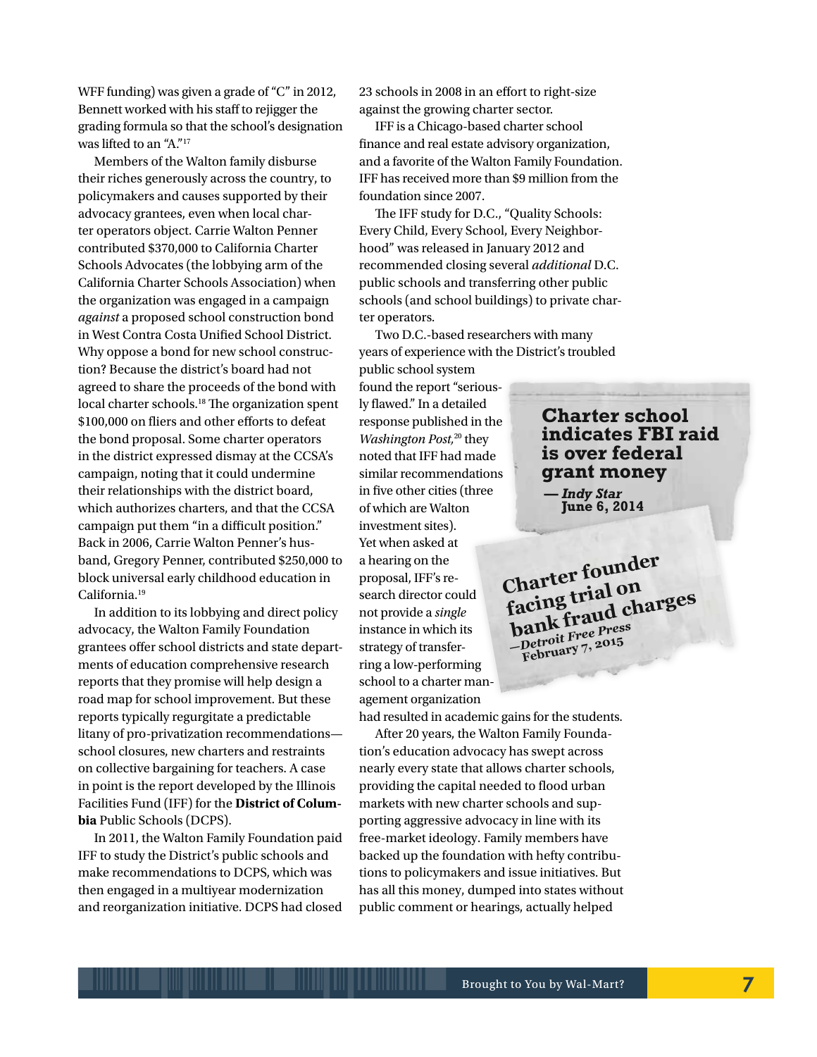WFF funding) was given a grade of "C" in 2012, Bennett worked with his staff to rejigger the grading formula so that the school's designation was lifted to an "A."[17]

Members of the Walton family disburse their riches generously across the country, to policymakers and causes supported by their advocacy grantees, even when local charter operators object. Carrie Walton Penner contributed $370,000 to California Charter Schools Advocates (the lobbying arm of the California Charter Schools Association) when the organization was engaged in a campaign *against* a proposed school construction bond in West Contra Costa Unified School District. Why oppose a bond for new school construction? Because the district's board had not agreed to share the proceeds of the bond with local charter schools.[18] The organization spent $100,000 on fliers and other efforts to defeat the bond proposal. Some charter operators in the district expressed dismay at the CCSA's campaign, noting that it could undermine their relationships with the district board, which authorizes charters, and that the CCSA campaign put them "in a difficult position." Back in 2006, Carrie Walton Penner's husband, Gregory Penner, contributed $250,000 to block universal early childhood education in California.[19]

In addition to its lobbying and direct policy advocacy, the Walton Family Foundation grantees offer school districts and state departments of education comprehensive research reports that they promise will help design a road map for school improvement. But these reports typically regurgitate a predictable litany of pro-privatization recommendations—school closures, new charters and restraints on collective bargaining for teachers. A case in point is the report developed by the Illinois Facilities Fund (IFF) for the **District of Columbia** Public Schools (DCPS).

In 2011, the Walton Family Foundation paid IFF to study the District's public schools and make recommendations to DCPS, which was then engaged in a multiyear modernization and reorganization initiative. DCPS had closed 23 schools in 2008 in an effort to right-size against the growing charter sector.

IFF is a Chicago-based charter school finance and real estate advisory organization, and a favorite of the Walton Family Foundation. IFF has received more than $9 million from the foundation since 2007.

The IFF study for D.C., "Quality Schools: Every Child, Every School, Every Neighborhood" was released in January 2012 and recommended closing several *additional* D.C. public schools and transferring other public schools (and school buildings) to private charter operators.

Two D.C.-based researchers with many years of experience with the District's troubled public school system found the report "seriously flawed." In a detailed response published in the *Washington Post,*[20] they noted that IFF had made similar recommendations in five other cities (three of which are Walton investment sites). Yet when asked at a hearing on the proposal, IFF's research director could not provide a *single* instance in which its strategy of transferring a low-performing school to a charter management organization had resulted in academic gains for the students.

**Charter school indicates FBI raid is over federal grant money**
*— Indy Star*
June 6, 2014

**Charter founder facing trial on bank fraud charges**
*—Detroit Free Press*
February 7, 2015

After 20 years, the Walton Family Foundation's education advocacy has swept across nearly every state that allows charter schools, providing the capital needed to flood urban markets with new charter schools and supporting aggressive advocacy in line with its free-market ideology. Family members have backed up the foundation with hefty contributions to policymakers and issue initiatives. But has all this money, dumped into states without public comment or hearings, actually helped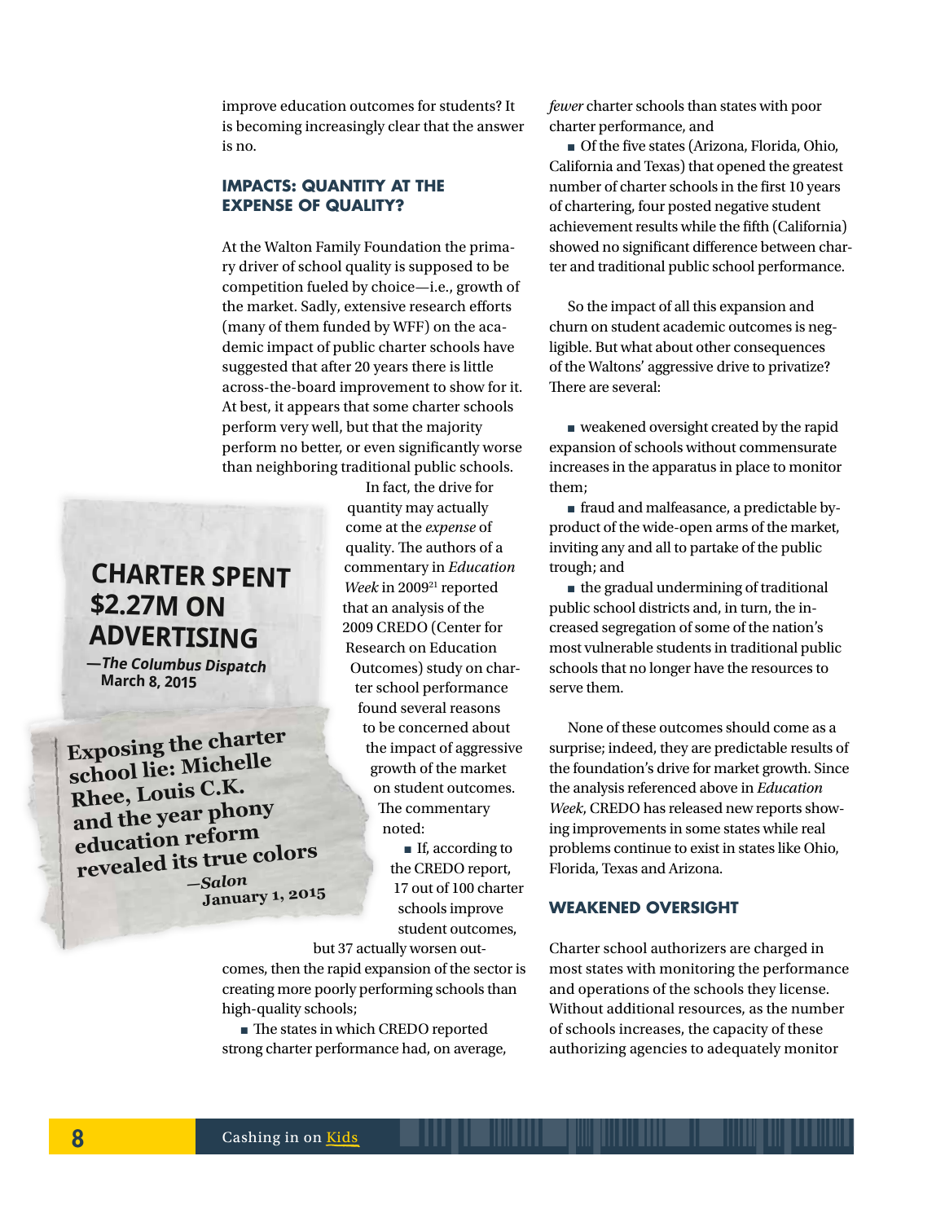improve education outcomes for students? It is becoming increasingly clear that the answer is no.

### IMPACTS: QUANTITY AT THE EXPENSE OF QUALITY?

At the Walton Family Foundation the primary driver of school quality is supposed to be competition fueled by choice—i.e., growth of the market. Sadly, extensive research efforts (many of them funded by WFF) on the academic impact of public charter schools have suggested that after 20 years there is little across-the-board improvement to show for it. At best, it appears that some charter schools perform very well, but that the majority perform no better, or even significantly worse than neighboring traditional public schools.

**CHARTER SPENT $2.27M ON ADVERTISING**
—*The Columbus Dispatch* March 8, 2015

**Exposing the charter school lie: Michelle Rhee, Louis C.K. and the year phony education reform revealed its true colors**
—*Salon* January 1, 2015

In fact, the drive for quantity may actually come at the *expense* of quality. The authors of a commentary in *Education Week* in 2009[21] reported that an analysis of the 2009 CREDO (Center for Research on Education Outcomes) study on charter school performance found several reasons to be concerned about the impact of aggressive growth of the market on student outcomes. The commentary noted:

- If, according to the CREDO report, 17 out of 100 charter schools improve student outcomes, but 37 actually worsen outcomes, then the rapid expansion of the sector is creating more poorly performing schools than high-quality schools;
- The states in which CREDO reported strong charter performance had, on average, *fewer* charter schools than states with poor charter performance, and
- Of the five states (Arizona, Florida, Ohio, California and Texas) that opened the greatest number of charter schools in the first 10 years of chartering, four posted negative student achievement results while the fifth (California) showed no significant difference between charter and traditional public school performance.

So the impact of all this expansion and churn on student academic outcomes is negligible. But what about other consequences of the Waltons' aggressive drive to privatize? There are several:

- weakened oversight created by the rapid expansion of schools without commensurate increases in the apparatus in place to monitor them;
- fraud and malfeasance, a predictable by-product of the wide-open arms of the market, inviting any and all to partake of the public trough; and
- the gradual undermining of traditional public school districts and, in turn, the increased segregation of some of the nation's most vulnerable students in traditional public schools that no longer have the resources to serve them.

None of these outcomes should come as a surprise; indeed, they are predictable results of the foundation's drive for market growth. Since the analysis referenced above in *Education Week*, CREDO has released new reports showing improvements in some states while real problems continue to exist in states like Ohio, Florida, Texas and Arizona.

### WEAKENED OVERSIGHT

Charter school authorizers are charged in most states with monitoring the performance and operations of the schools they license. Without additional resources, as the number of schools increases, the capacity of these authorizing agencies to adequately monitor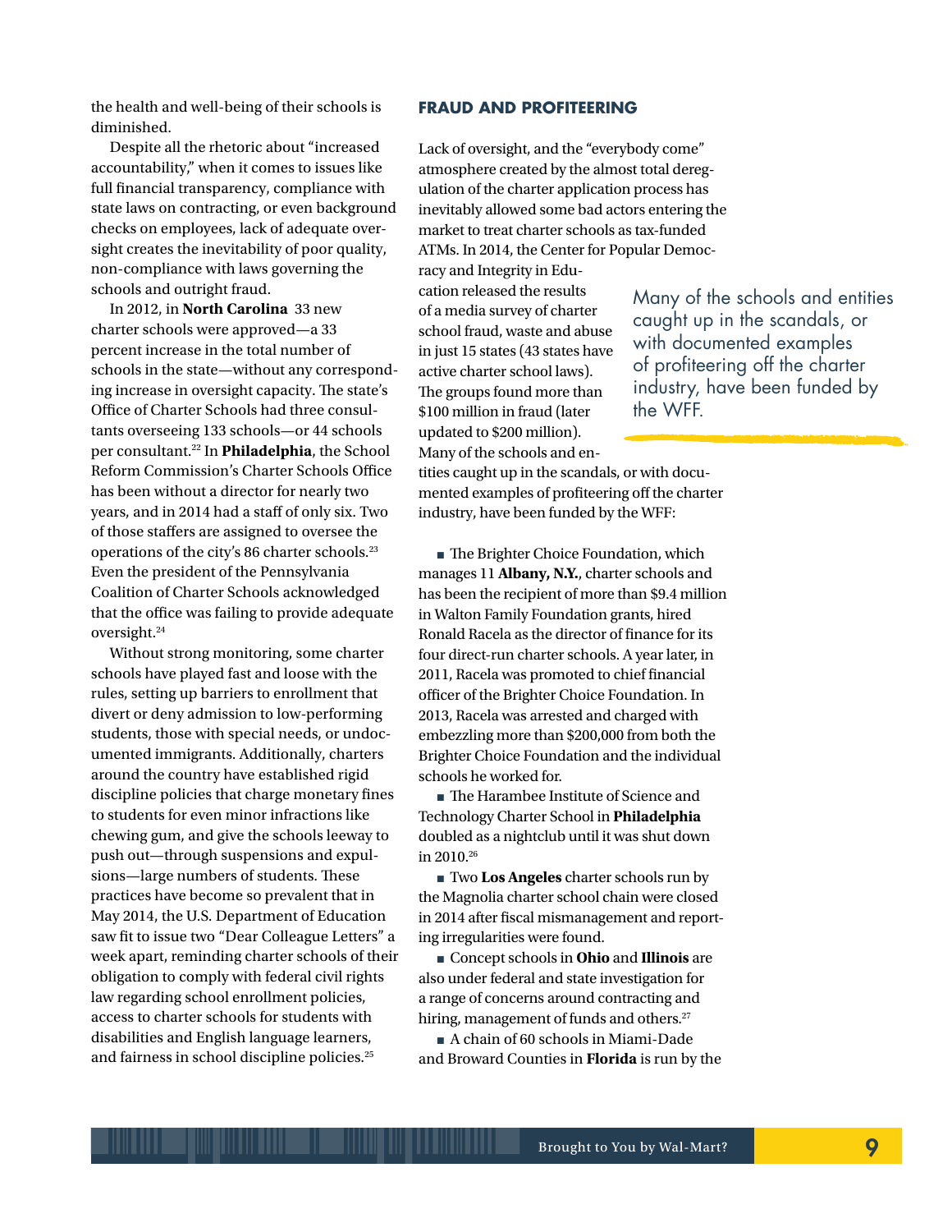the health and well-being of their schools is diminished.

Despite all the rhetoric about "increased accountability," when it comes to issues like full financial transparency, compliance with state laws on contracting, or even background checks on employees, lack of adequate oversight creates the inevitability of poor quality, non-compliance with laws governing the schools and outright fraud.

In 2012, in **North Carolina** 33 new charter schools were approved—a 33 percent increase in the total number of schools in the state—without any corresponding increase in oversight capacity. The state's Office of Charter Schools had three consultants overseeing 133 schools—or 44 schools per consultant.[22] In **Philadelphia**, the School Reform Commission's Charter Schools Office has been without a director for nearly two years, and in 2014 had a staff of only six. Two of those staffers are assigned to oversee the operations of the city's 86 charter schools.[23] Even the president of the Pennsylvania Coalition of Charter Schools acknowledged that the office was failing to provide adequate oversight.[24]

Without strong monitoring, some charter schools have played fast and loose with the rules, setting up barriers to enrollment that divert or deny admission to low-performing students, those with special needs, or undocumented immigrants. Additionally, charters around the country have established rigid discipline policies that charge monetary fines to students for even minor infractions like chewing gum, and give the schools leeway to push out—through suspensions and expulsions—large numbers of students. These practices have become so prevalent that in May 2014, the U.S. Department of Education saw fit to issue two "Dear Colleague Letters" a week apart, reminding charter schools of their obligation to comply with federal civil rights law regarding school enrollment policies, access to charter schools for students with disabilities and English language learners, and fairness in school discipline policies.[25]

## FRAUD AND PROFITEERING

Lack of oversight, and the "everybody come" atmosphere created by the almost total deregulation of the charter application process has inevitably allowed some bad actors entering the market to treat charter schools as tax-funded ATMs. In 2014, the Center for Popular Democracy and Integrity in Education released the results of a media survey of charter school fraud, waste and abuse in just 15 states (43 states have active charter school laws). The groups found more than $100 million in fraud (later updated to $200 million). Many of the schools and entities caught up in the scandals, or with documented examples of profiteering off the charter industry, have been funded by the WFF:

> Many of the schools and entities caught up in the scandals, or with documented examples of profiteering off the charter industry, have been funded by the WFF.

- The Brighter Choice Foundation, which manages 11 **Albany, N.Y.**, charter schools and has been the recipient of more than $9.4 million in Walton Family Foundation grants, hired Ronald Racela as the director of finance for its four direct-run charter schools. A year later, in 2011, Racela was promoted to chief financial officer of the Brighter Choice Foundation. In 2013, Racela was arrested and charged with embezzling more than $200,000 from both the Brighter Choice Foundation and the individual schools he worked for.
- The Harambee Institute of Science and Technology Charter School in **Philadelphia** doubled as a nightclub until it was shut down in 2010.[26]
- Two **Los Angeles** charter schools run by the Magnolia charter school chain were closed in 2014 after fiscal mismanagement and reporting irregularities were found.
- Concept schools in **Ohio** and **Illinois** are also under federal and state investigation for a range of concerns around contracting and hiring, management of funds and others.[27]
- A chain of 60 schools in Miami-Dade and Broward Counties in **Florida** is run by the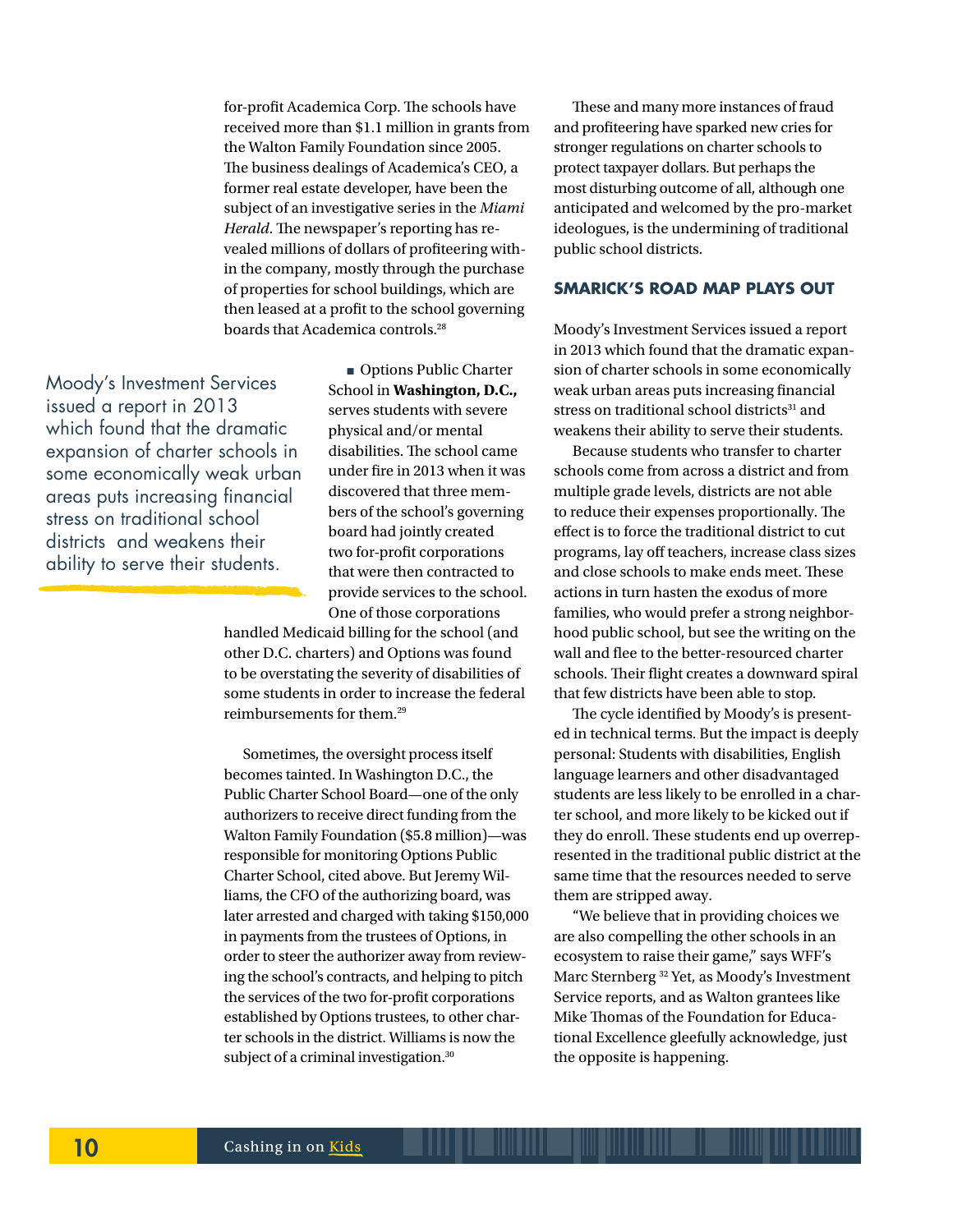for-profit Academica Corp. The schools have received more than $1.1 million in grants from the Walton Family Foundation since 2005. The business dealings of Academica's CEO, a former real estate developer, have been the subject of an investigative series in the *Miami Herald*. The newspaper's reporting has revealed millions of dollars of profiteering within the company, mostly through the purchase of properties for school buildings, which are then leased at a profit to the school governing boards that Academica controls.[28]

> Moody's Investment Services issued a report in 2013 which found that the dramatic expansion of charter schools in some economically weak urban areas puts increasing financial stress on traditional school districts and weakens their ability to serve their students.

■ Options Public Charter School in **Washington, D.C.,** serves students with severe physical and/or mental disabilities. The school came under fire in 2013 when it was discovered that three members of the school's governing board had jointly created two for-profit corporations that were then contracted to provide services to the school. One of those corporations handled Medicaid billing for the school (and other D.C. charters) and Options was found to be overstating the severity of disabilities of some students in order to increase the federal reimbursements for them.[29]

Sometimes, the oversight process itself becomes tainted. In Washington D.C., the Public Charter School Board—one of the only authorizers to receive direct funding from the Walton Family Foundation ($5.8 million)—was responsible for monitoring Options Public Charter School, cited above. But Jeremy Williams, the CFO of the authorizing board, was later arrested and charged with taking $150,000 in payments from the trustees of Options, in order to steer the authorizer away from reviewing the school's contracts, and helping to pitch the services of the two for-profit corporations established by Options trustees, to other charter schools in the district. Williams is now the subject of a criminal investigation.[30]

These and many more instances of fraud and profiteering have sparked new cries for stronger regulations on charter schools to protect taxpayer dollars. But perhaps the most disturbing outcome of all, although one anticipated and welcomed by the pro-market ideologues, is the undermining of traditional public school districts.

## SMARICK'S ROAD MAP PLAYS OUT

Moody's Investment Services issued a report in 2013 which found that the dramatic expansion of charter schools in some economically weak urban areas puts increasing financial stress on traditional school districts[31] and weakens their ability to serve their students.

Because students who transfer to charter schools come from across a district and from multiple grade levels, districts are not able to reduce their expenses proportionally. The effect is to force the traditional district to cut programs, lay off teachers, increase class sizes and close schools to make ends meet. These actions in turn hasten the exodus of more families, who would prefer a strong neighborhood public school, but see the writing on the wall and flee to the better-resourced charter schools. Their flight creates a downward spiral that few districts have been able to stop.

The cycle identified by Moody's is presented in technical terms. But the impact is deeply personal: Students with disabilities, English language learners and other disadvantaged students are less likely to be enrolled in a charter school, and more likely to be kicked out if they do enroll. These students end up overrepresented in the traditional public district at the same time that the resources needed to serve them are stripped away.

"We believe that in providing choices we are also compelling the other schools in an ecosystem to raise their game," says WFF's Marc Sternberg [32] Yet, as Moody's Investment Service reports, and as Walton grantees like Mike Thomas of the Foundation for Educational Excellence gleefully acknowledge, just the opposite is happening.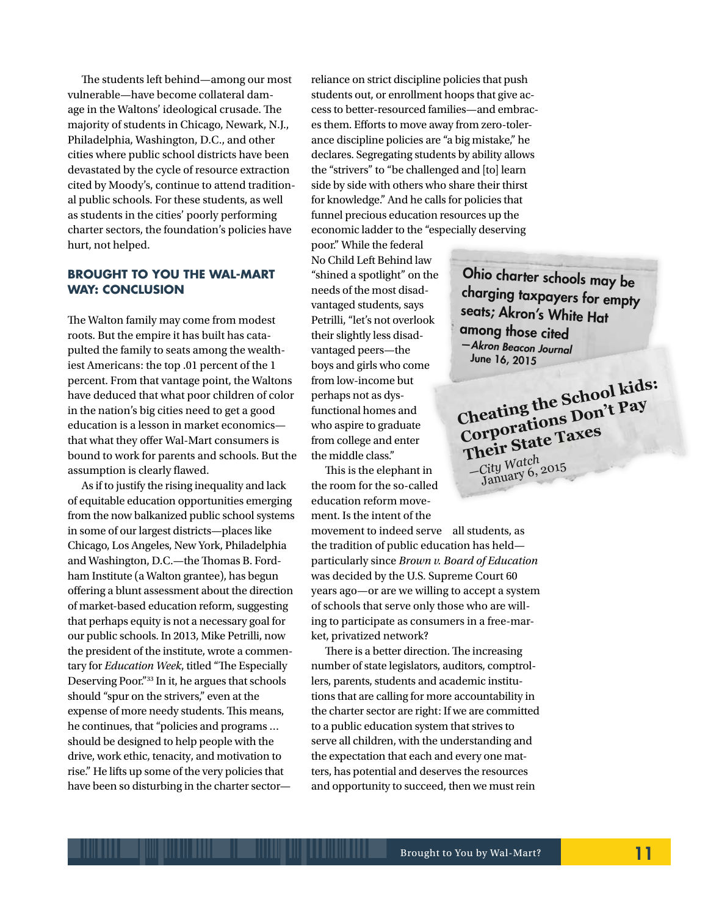The students left behind—among our most vulnerable—have become collateral damage in the Waltons' ideological crusade. The majority of students in Chicago, Newark, N.J., Philadelphia, Washington, D.C., and other cities where public school districts have been devastated by the cycle of resource extraction cited by Moody's, continue to attend traditional public schools. For these students, as well as students in the cities' poorly performing charter sectors, the foundation's policies have hurt, not helped.

## BROUGHT TO YOU THE WAL-MART WAY: CONCLUSION

The Walton family may come from modest roots. But the empire it has built has catapulted the family to seats among the wealthiest Americans: the top .01 percent of the 1 percent. From that vantage point, the Waltons have deduced that what poor children of color in the nation's big cities need to get a good education is a lesson in market economics—that what they offer Wal-Mart consumers is bound to work for parents and schools. But the assumption is clearly flawed.

As if to justify the rising inequality and lack of equitable education opportunities emerging from the now balkanized public school systems in some of our largest districts—places like Chicago, Los Angeles, New York, Philadelphia and Washington, D.C.—the Thomas B. Fordham Institute (a Walton grantee), has begun offering a blunt assessment about the direction of market-based education reform, suggesting that perhaps equity is not a necessary goal for our public schools. In 2013, Mike Petrilli, now the president of the institute, wrote a commentary for *Education Week*, titled "The Especially Deserving Poor."[33] In it, he argues that schools should "spur on the strivers," even at the expense of more needy students. This means, he continues, that "policies and programs ... should be designed to help people with the drive, work ethic, tenacity, and motivation to rise." He lifts up some of the very policies that have been so disturbing in the charter sector—reliance on strict discipline policies that push students out, or enrollment hoops that give access to better-resourced families—and embraces them. Efforts to move away from zero-tolerance discipline policies are "a big mistake," he declares. Segregating students by ability allows the "strivers" to "be challenged and [to] learn side by side with others who share their thirst for knowledge." And he calls for policies that funnel precious education resources up the economic ladder to the "especially deserving poor." While the federal No Child Left Behind law "shined a spotlight" on the needs of the most disadvantaged students, says Petrilli, "let's not overlook their slightly less disadvantaged peers—the boys and girls who come from low-income but perhaps not as dysfunctional homes and who aspire to graduate from college and enter the middle class."

This is the elephant in the room for the so-called education reform movement. Is the intent of the movement to indeed serve all students, as the tradition of public education has held—particularly since *Brown v. Board of Education* was decided by the U.S. Supreme Court 60 years ago—or are we willing to accept a system of schools that serve only those who are willing to participate as consumers in a free-market, privatized network?

There is a better direction. The increasing number of state legislators, auditors, comptrollers, parents, students and academic institutions that are calling for more accountability in the charter sector are right: If we are committed to a public education system that strives to serve all children, with the understanding and the expectation that each and every one matters, has potential and deserves the resources and opportunity to succeed, then we must rein

**Ohio charter schools may be charging taxpayers for empty seats; Akron's White Hat among those cited**
*—Akron Beacon Journal*
*June 16, 2015*

**Cheating the School kids: Corporations Don't Pay Their State Taxes**
*—City Watch*
*January 6, 2015*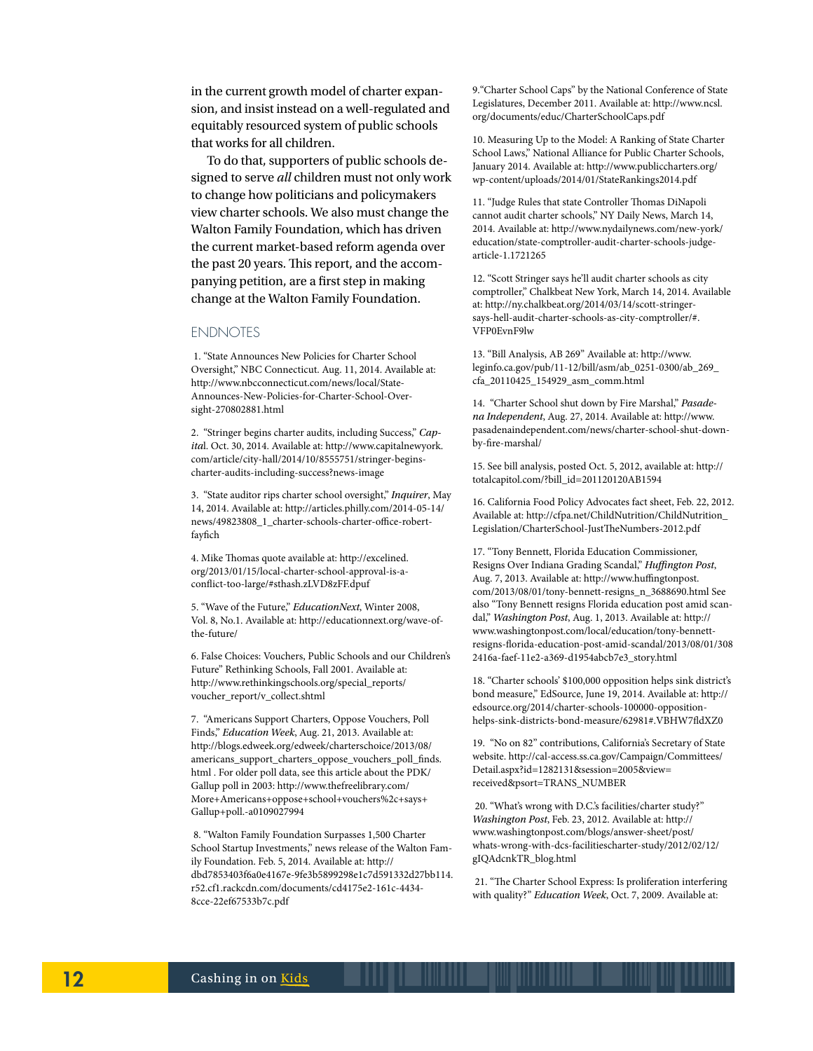in the current growth model of charter expansion, and insist instead on a well-regulated and equitably resourced system of public schools that works for all children.

To do that, supporters of public schools designed to serve *all* children must not only work to change how politicians and policymakers view charter schools. We also must change the Walton Family Foundation, which has driven the current market-based reform agenda over the past 20 years. This report, and the accompanying petition, are a first step in making change at the Walton Family Foundation.

## ENDNOTES

1. "State Announces New Policies for Charter School Oversight," NBC Connecticut. Aug. 11, 2014. Available at: http://www.nbcconnecticut.com/news/local/State-Announces-New-Policies-for-Charter-School-Oversight-270802881.html

2. "Stringer begins charter audits, including Success," *Capital*. Oct. 30, 2014. Available at: http://www.capitalnewyork.com/article/city-hall/2014/10/8555751/stringer-begins-charter-audits-including-success?news-image

3. "State auditor rips charter school oversight," *Inquirer*, May 14, 2014. Available at: http://articles.philly.com/2014-05-14/news/49823808_1_charter-schools-charter-office-robert-fayfich

4. Mike Thomas quote available at: http://excelined.org/2013/01/15/local-charter-school-approval-is-a-conflict-too-large/#sthash.zLVD8zFF.dpuf

5. "Wave of the Future," *EducationNext*, Winter 2008, Vol. 8, No.1. Available at: http://educationnext.org/wave-of-the-future/

6. False Choices: Vouchers, Public Schools and our Children's Future" Rethinking Schools, Fall 2001. Available at: http://www.rethinkingschools.org/special_reports/voucher_report/v_collect.shtml

7. "Americans Support Charters, Oppose Vouchers, Poll Finds," *Education Week*, Aug. 21, 2013. Available at: http://blogs.edweek.org/edweek/charterschoice/2013/08/americans_support_charters_oppose_vouchers_poll_finds.html . For older poll data, see this article about the PDK/Gallup poll in 2003: http://www.thefreelibrary.com/More+Americans+oppose+school+vouchers%2c+says+Gallup+poll.-a0109027994

8. "Walton Family Foundation Surpasses 1,500 Charter School Startup Investments," news release of the Walton Family Foundation. Feb. 5, 2014. Available at: http://dbd7853403f6a0e4167e-9fe3b5899298e1c7d591332d27bb114.r52.cf1.rackcdn.com/documents/cd4175e2-161c-4434-8cce-22ef67533b7c.pdf

9."Charter School Caps" by the National Conference of State Legislatures, December 2011. Available at: http://www.ncsl.org/documents/educ/CharterSchoolCaps.pdf

10. Measuring Up to the Model: A Ranking of State Charter School Laws," National Alliance for Public Charter Schools, January 2014. Available at: http://www.publiccharters.org/wp-content/uploads/2014/01/StateRankings2014.pdf

11. "Judge Rules that state Controller Thomas DiNapoli cannot audit charter schools," NY Daily News, March 14, 2014. Available at: http://www.nydailynews.com/new-york/education/state-comptroller-audit-charter-schools-judge-article-1.1721265

12. "Scott Stringer says he'll audit charter schools as city comptroller," Chalkbeat New York, March 14, 2014. Available at: http://ny.chalkbeat.org/2014/03/14/scott-stringer-says-hell-audit-charter-schools-as-city-comptroller/#.VFP0EvnF9lw

13. "Bill Analysis, AB 269" Available at: http://www.leginfo.ca.gov/pub/11-12/bill/asm/ab_0251-0300/ab_269_cfa_20110425_154929_asm_comm.html

14. "Charter School shut down by Fire Marshal," *Pasadena Independent*, Aug. 27, 2014. Available at: http://www.pasadenaindependent.com/news/charter-school-shut-down-by-fire-marshal/

15. See bill analysis, posted Oct. 5, 2012, available at: http://totalcapitol.com/?bill_id=201120120AB1594

16. California Food Policy Advocates fact sheet, Feb. 22, 2012. Available at: http://cfpa.net/ChildNutrition/ChildNutrition_Legislation/CharterSchool-JustTheNumbers-2012.pdf

17. "Tony Bennett, Florida Education Commissioner, Resigns Over Indiana Grading Scandal," *Huffington Post*, Aug. 7, 2013. Available at: http://www.huffingtonpost.com/2013/08/01/tony-bennett-resigns_n_3688690.html See also "Tony Bennett resigns Florida education post amid scandal," *Washington Post*, Aug. 1, 2013. Available at: http://www.washingtonpost.com/local/education/tony-bennett-resigns-florida-education-post-amid-scandal/2013/08/01/3082416a-faef-11e2-a369-d1954abcb7e3_story.html

18. "Charter schools' $100,000 opposition helps sink district's bond measure," EdSource, June 19, 2014. Available at: http://edsource.org/2014/charter-schools-100000-opposition-helps-sink-districts-bond-measure/62981#.VBHW7fldXZ0

19. "No on 82" contributions, California's Secretary of State website. http://cal-access.ss.ca.gov/Campaign/Committees/Detail.aspx?id=1282131&session=2005&view=received&psort=TRANS_NUMBER

20. "What's wrong with D.C.'s facilities/charter study?" *Washington Post*, Feb. 23, 2012. Available at: http://www.washingtonpost.com/blogs/answer-sheet/post/whats-wrong-with-dcs-facilitiescharter-study/2012/02/12/gIQAdcnkTR_blog.html

21. "The Charter School Express: Is proliferation interfering with quality?" *Education Week*, Oct. 7, 2009. Available at: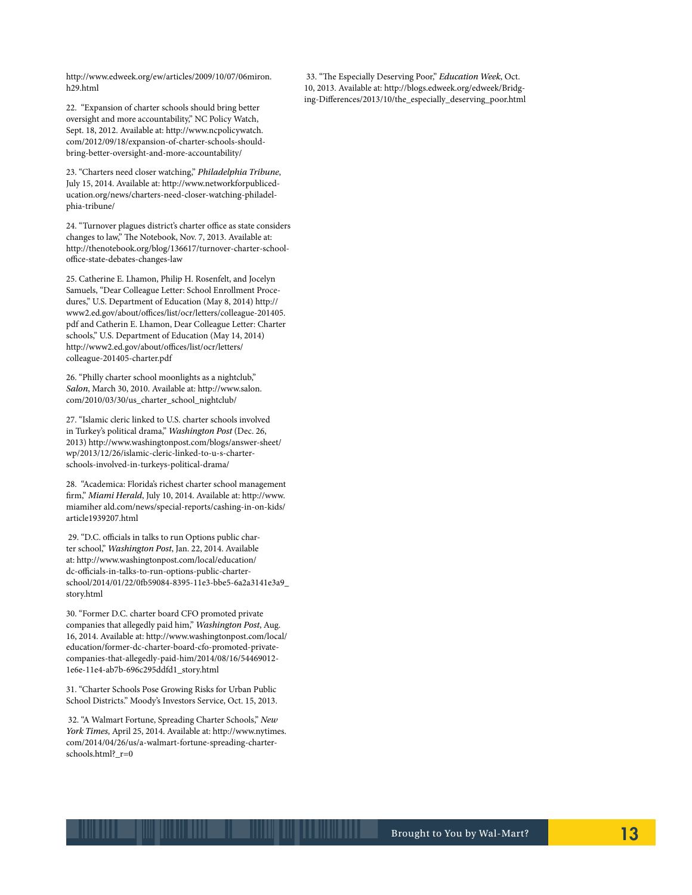http://www.edweek.org/ew/articles/2009/10/07/06miron.h29.html

22. "Expansion of charter schools should bring better oversight and more accountability," NC Policy Watch, Sept. 18, 2012. Available at: http://www.ncpolicywatch.com/2012/09/18/expansion-of-charter-schools-should-bring-better-oversight-and-more-accountability/

23. "Charters need closer watching," *Philadelphia Tribune*, July 15, 2014. Available at: http://www.networkforpubliceducation.org/news/charters-need-closer-watching-philadelphia-tribune/

24. "Turnover plagues district's charter office as state considers changes to law," The Notebook, Nov. 7, 2013. Available at: http://thenotebook.org/blog/136617/turnover-charter-school-office-state-debates-changes-law

25. Catherine E. Lhamon, Philip H. Rosenfelt, and Jocelyn Samuels, "Dear Colleague Letter: School Enrollment Procedures," U.S. Department of Education (May 8, 2014) http://www2.ed.gov/about/offices/list/ocr/letters/colleague-201405.pdf and Catherin E. Lhamon, Dear Colleague Letter: Charter schools," U.S. Department of Education (May 14, 2014) http://www2.ed.gov/about/offices/list/ocr/letters/colleague-201405-charter.pdf

26. "Philly charter school moonlights as a nightclub," *Salon*, March 30, 2010. Available at: http://www.salon.com/2010/03/30/us_charter_school_nightclub/

27. "Islamic cleric linked to U.S. charter schools involved in Turkey's political drama," *Washington Post* (Dec. 26, 2013) http://www.washingtonpost.com/blogs/answer-sheet/wp/2013/12/26/islamic-cleric-linked-to-u-s-charter-schools-involved-in-turkeys-political-drama/

28. "Academica: Florida's richest charter school management firm," *Miami Herald*, July 10, 2014. Available at: http://www.miamiher ald.com/news/special-reports/cashing-in-on-kids/article1939207.html

29. "D.C. officials in talks to run Options public charter school," *Washington Post*, Jan. 22, 2014. Available at: http://www.washingtonpost.com/local/education/dc-officials-in-talks-to-run-options-public-charter-school/2014/01/22/0fb59084-8395-11e3-bbe5-6a2a3141e3a9_story.html

30. "Former D.C. charter board CFO promoted private companies that allegedly paid him," *Washington Post*, Aug. 16, 2014. Available at: http://www.washingtonpost.com/local/education/former-dc-charter-board-cfo-promoted-private-companies-that-allegedly-paid-him/2014/08/16/54469012-1e6e-11e4-ab7b-696c295ddfd1_story.html

31. "Charter Schools Pose Growing Risks for Urban Public School Districts." Moody's Investors Service, Oct. 15, 2013.

32. "A Walmart Fortune, Spreading Charter Schools," *New York Times*, April 25, 2014. Available at: http://www.nytimes.com/2014/04/26/us/a-walmart-fortune-spreading-charter-schools.html?_r=0

33. "The Especially Deserving Poor," *Education Week*, Oct. 10, 2013. Available at: http://blogs.edweek.org/edweek/Bridging-Differences/2013/10/the_especially_deserving_poor.html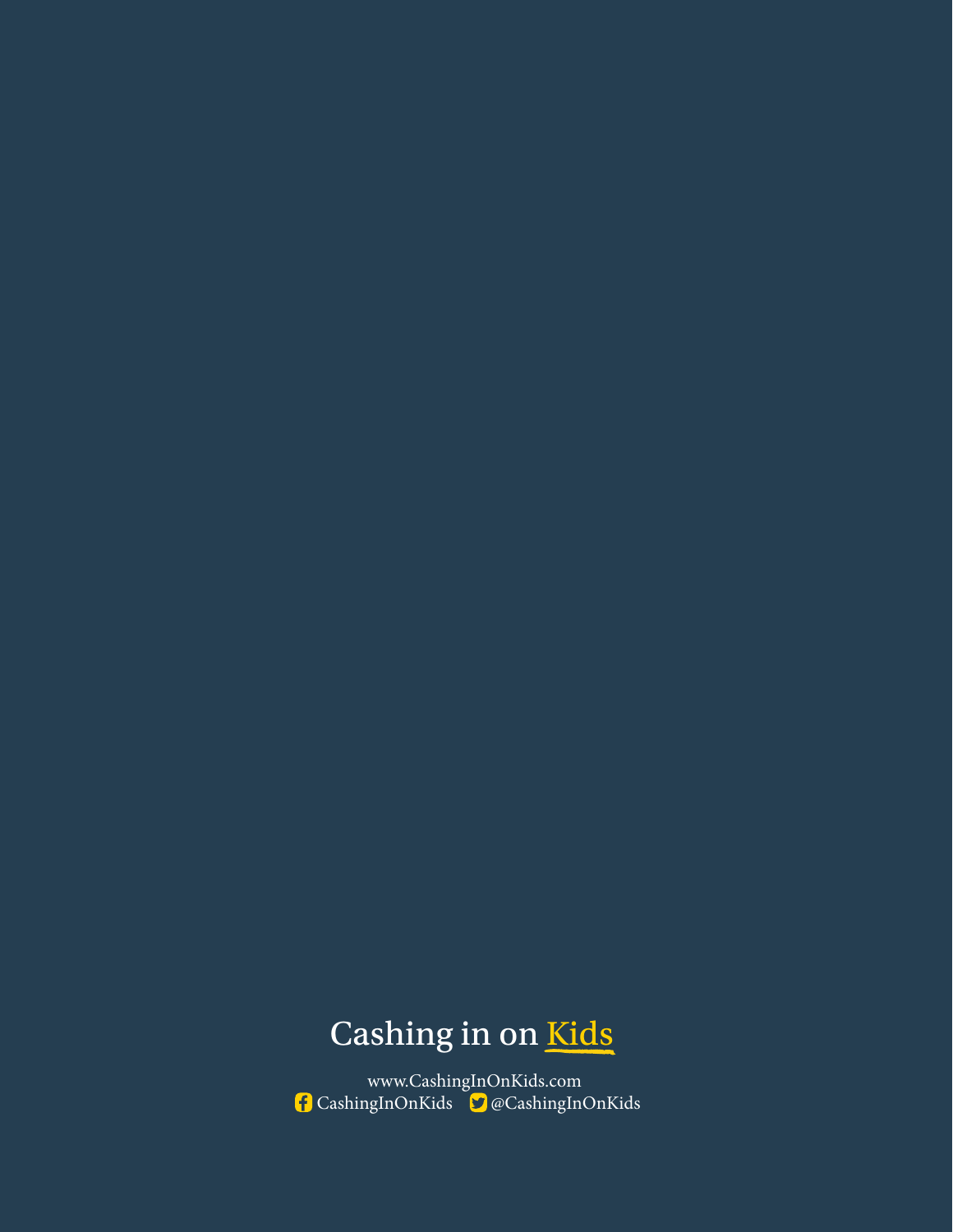Cashing in on Kids

www.CashingInOnKids.com
CashingInOnKids @CashingInOnKids